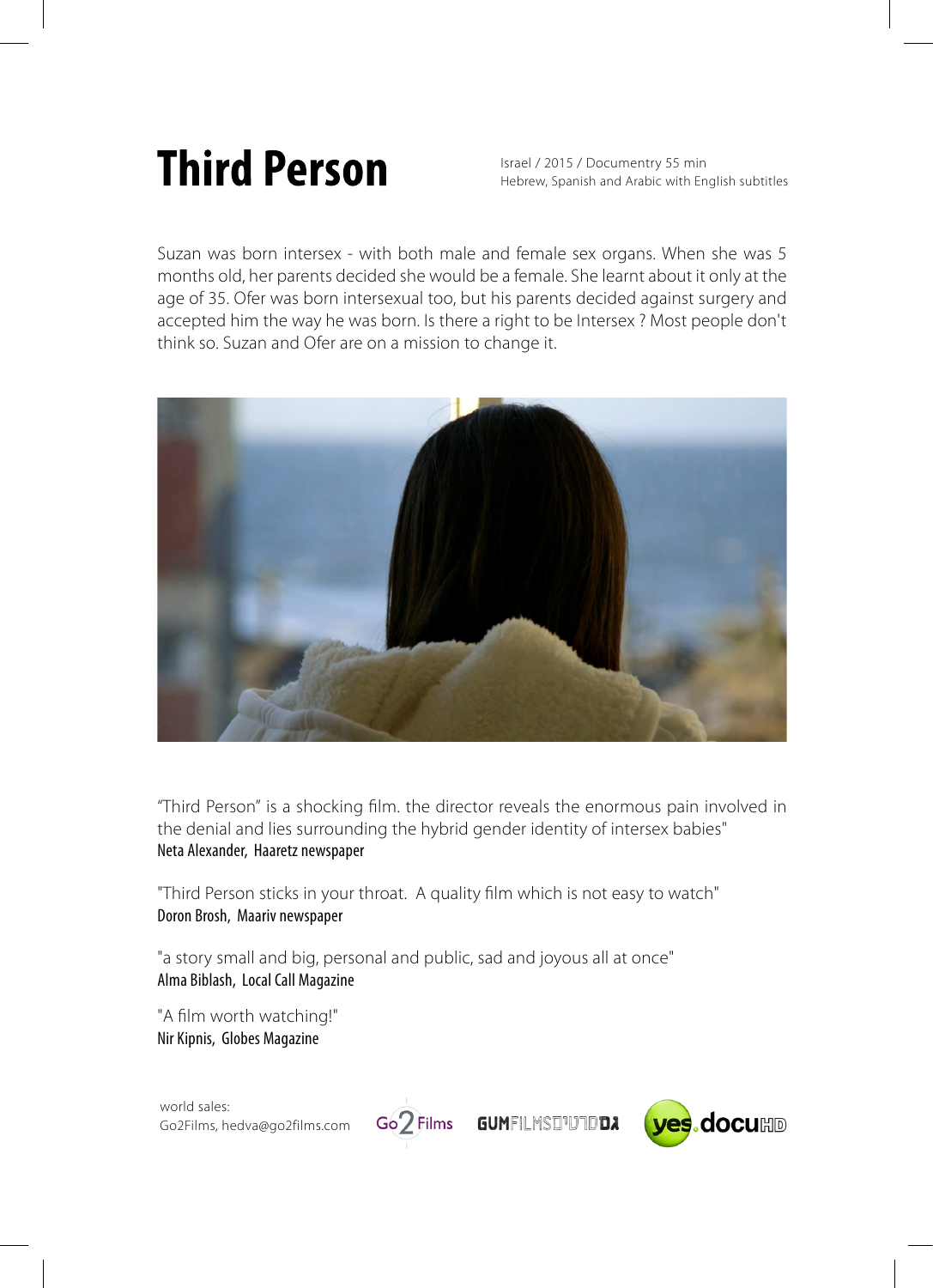# Third Person

Israel / 2015 / Documentry 55 min
Hebrew, Spanish and Arabic with English subtitles

Suzan was born intersex - with both male and female sex organs. When she was 5 months old, her parents decided she would be a female. She learnt about it only at the age of 35. Ofer was born intersexual too, but his parents decided against surgery and accepted him the way he was born. Is there a right to be Intersex ? Most people don't think so. Suzan and Ofer are on a mission to change it.

"Third Person" is a shocking film. the director reveals the enormous pain involved in the denial and lies surrounding the hybrid gender identity of intersex babies"
Neta Alexander, Haaretz newspaper

"Third Person sticks in your throat. A quality film which is not easy to watch"
Doron Brosh, Maariv newspaper

"a story small and big, personal and public, sad and joyous all at once"
Alma Biblash, Local Call Magazine

"A film worth watching!"
Nir Kipnis, Globes Magazine

world sales:
Go2Films, hedva@go2films.com

Go2Films GUMFILMS yes.docuHD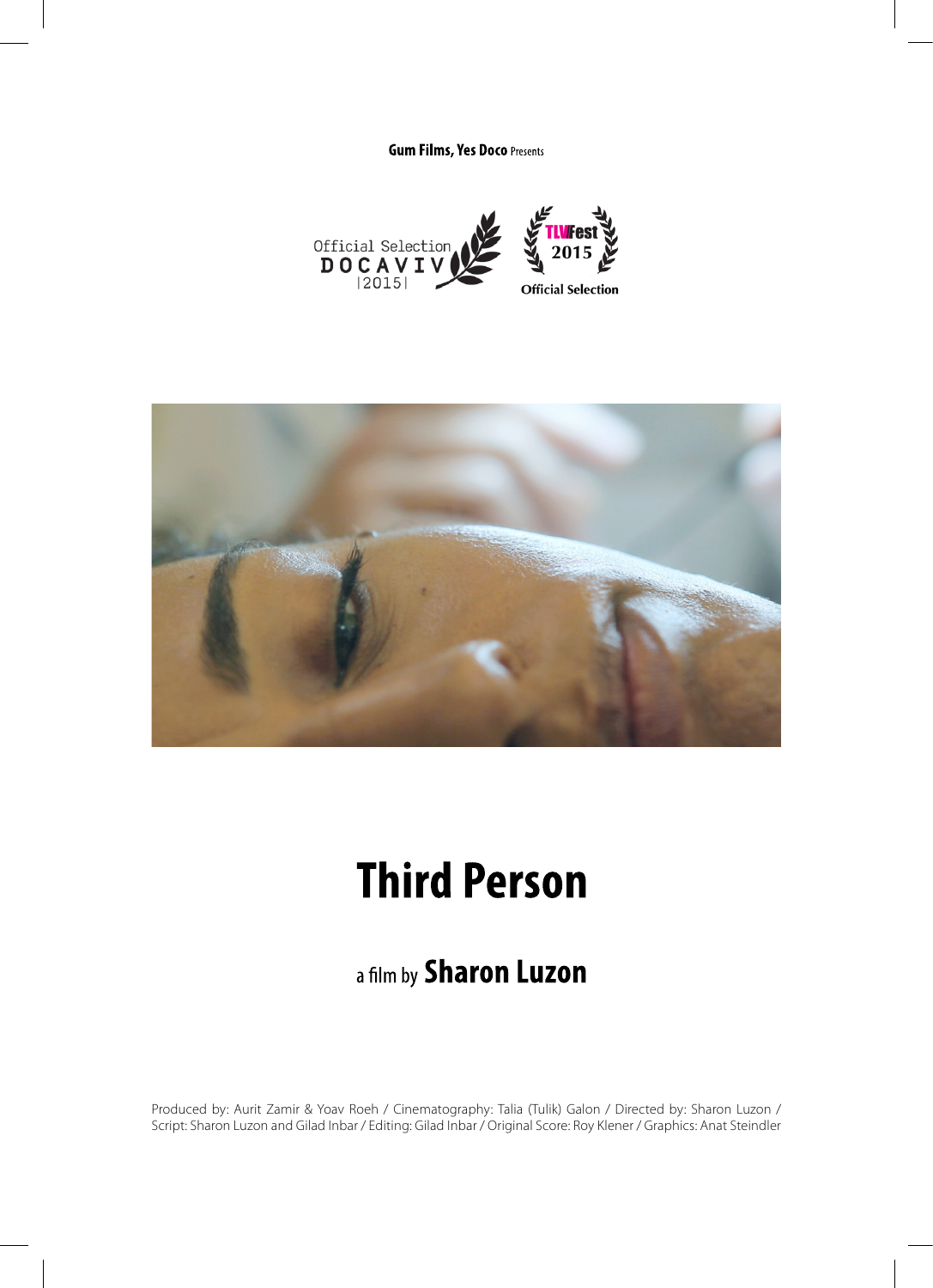**Gum Films, Yes Doco** Presents

Official Selection DOCAVIV |2015|

TLVFest 2015 Official Selection

# Third Person

## a film by **Sharon Luzon**

Produced by: Aurit Zamir & Yoav Roeh / Cinematography: Talia (Tulik) Galon / Directed by: Sharon Luzon / Script: Sharon Luzon and Gilad Inbar / Editing: Gilad Inbar / Original Score: Roy Klener / Graphics: Anat Steindler